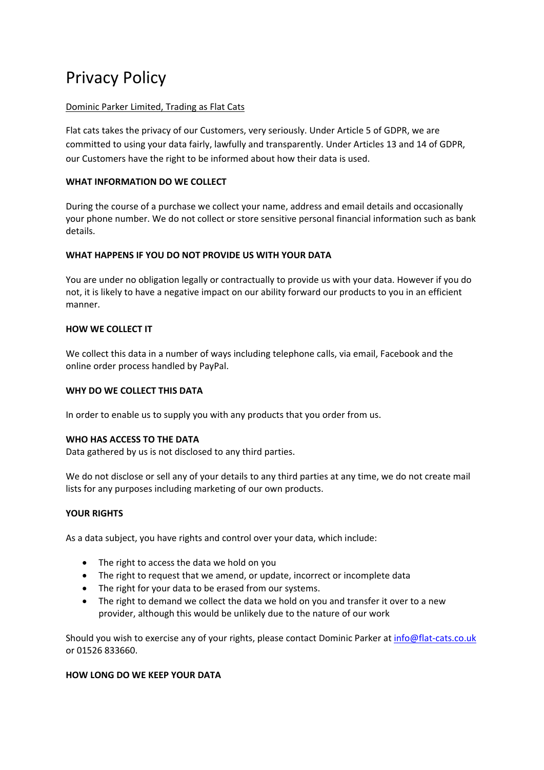# Privacy Policy

Dominic Parker Limited, Trading as Flat Cats

Flat cats takes the privacy of our Customers, very seriously. Under Article 5 of GDPR, we are committed to using your data fairly, lawfully and transparently. Under Articles 13 and 14 of GDPR, our Customers have the right to be informed about how their data is used.

**WHAT INFORMATION DO WE COLLECT**

During the course of a purchase we collect your name, address and email details and occasionally your phone number. We do not collect or store sensitive personal financial information such as bank details.

**WHAT HAPPENS IF YOU DO NOT PROVIDE US WITH YOUR DATA**

You are under no obligation legally or contractually to provide us with your data. However if you do not, it is likely to have a negative impact on our ability forward our products to you in an efficient manner.

**HOW WE COLLECT IT**

We collect this data in a number of ways including telephone calls, via email, Facebook and the online order process handled by PayPal.

**WHY DO WE COLLECT THIS DATA**

In order to enable us to supply you with any products that you order from us.

**WHO HAS ACCESS TO THE DATA**

Data gathered by us is not disclosed to any third parties.

We do not disclose or sell any of your details to any third parties at any time, we do not create mail lists for any purposes including marketing of our own products.

**YOUR RIGHTS**

As a data subject, you have rights and control over your data, which include:

- The right to access the data we hold on you
- The right to request that we amend, or update, incorrect or incomplete data
- The right for your data to be erased from our systems.
- The right to demand we collect the data we hold on you and transfer it over to a new provider, although this would be unlikely due to the nature of our work

Should you wish to exercise any of your rights, please contact Dominic Parker at info@flat-cats.co.uk or 01526 833660.

**HOW LONG DO WE KEEP YOUR DATA**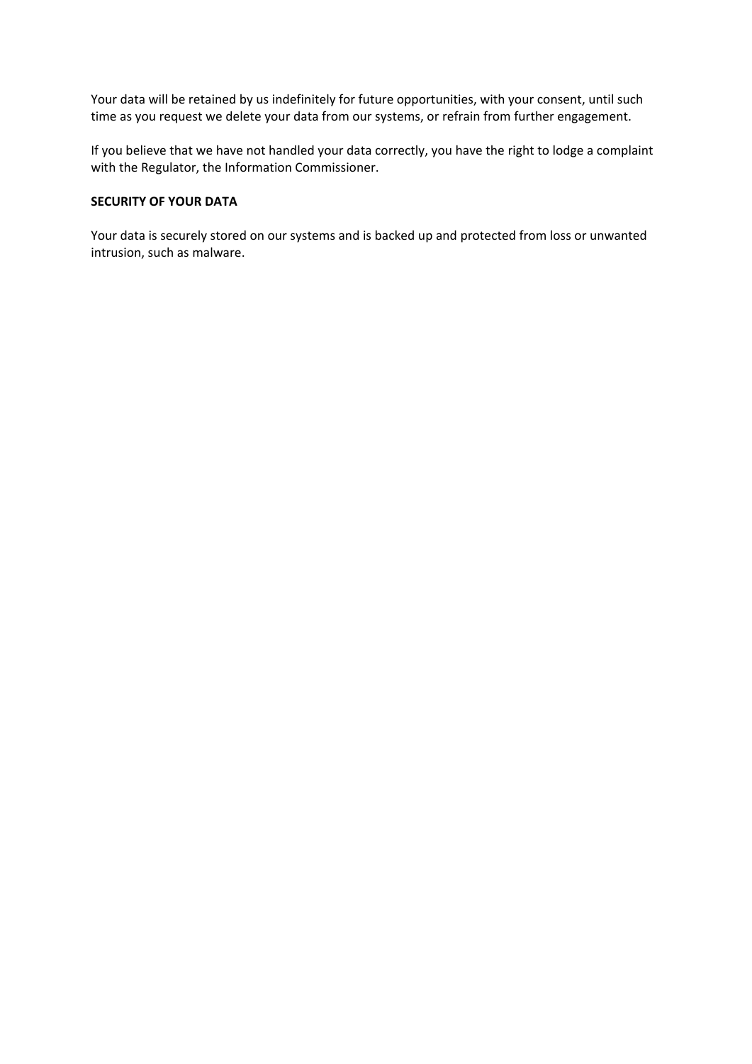Your data will be retained by us indefinitely for future opportunities, with your consent, until such time as you request we delete your data from our systems, or refrain from further engagement.

If you believe that we have not handled your data correctly, you have the right to lodge a complaint with the Regulator, the Information Commissioner.

**SECURITY OF YOUR DATA**

Your data is securely stored on our systems and is backed up and protected from loss or unwanted intrusion, such as malware.